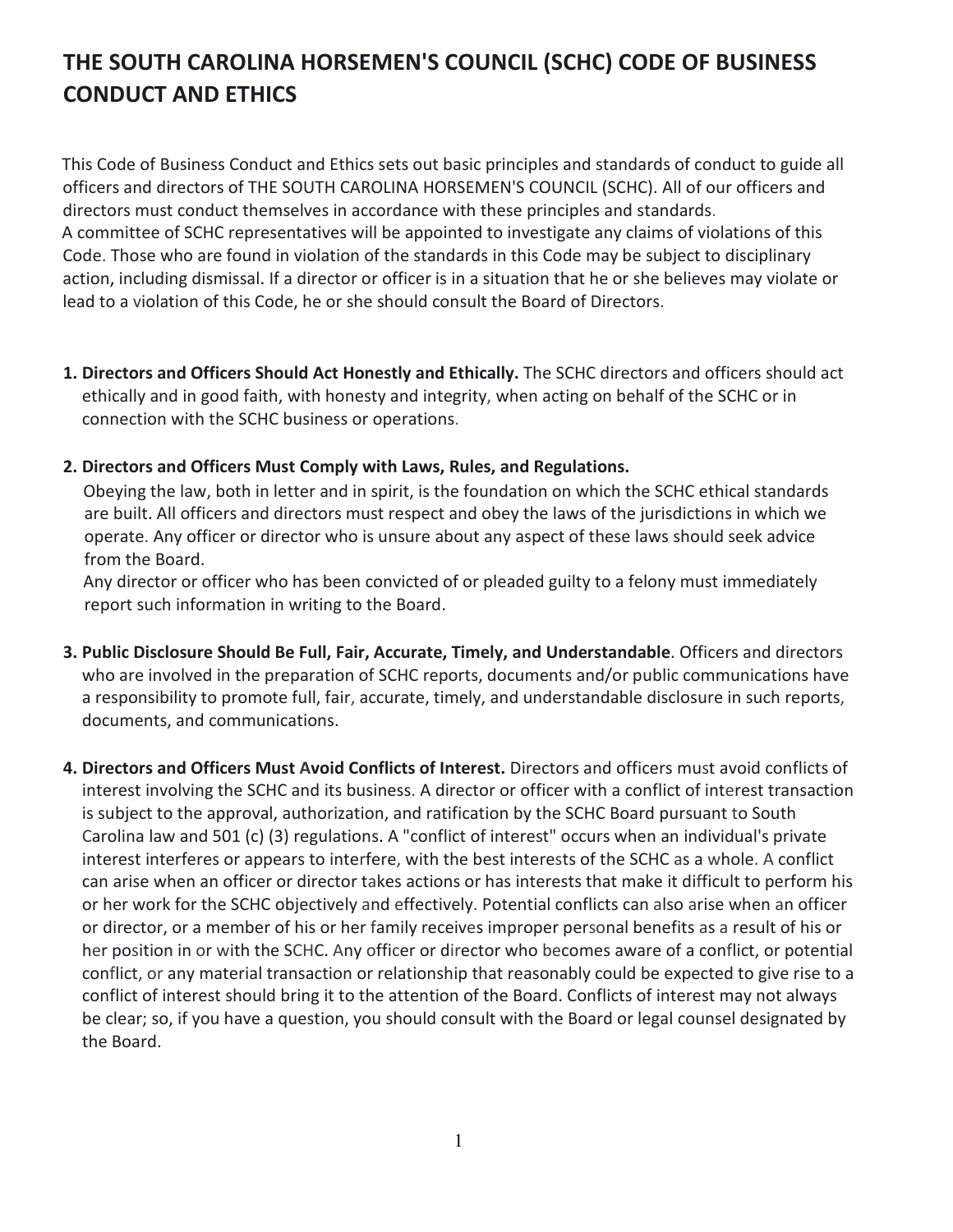# THE SOUTH CAROLINA HORSEMEN'S COUNCIL (SCHC) CODE OF BUSINESS CONDUCT AND ETHICS

This Code of Business Conduct and Ethics sets out basic principles and standards of conduct to guide all officers and directors of THE SOUTH CAROLINA HORSEMEN'S COUNCIL (SCHC). All of our officers and directors must conduct themselves in accordance with these principles and standards.
A committee of SCHC representatives will be appointed to investigate any claims of violations of this Code. Those who are found in violation of the standards in this Code may be subject to disciplinary action, including dismissal. If a director or officer is in a situation that he or she believes may violate or lead to a violation of this Code, he or she should consult the Board of Directors.

1. **Directors and Officers Should Act Honestly and Ethically.** The SCHC directors and officers should act ethically and in good faith, with honesty and integrity, when acting on behalf of the SCHC or in connection with the SCHC business or operations.

2. **Directors and Officers Must Comply with Laws, Rules, and Regulations.**
   Obeying the law, both in letter and in spirit, is the foundation on which the SCHC ethical standards are built. All officers and directors must respect and obey the laws of the jurisdictions in which we operate. Any officer or director who is unsure about any aspect of these laws should seek advice from the Board.
   Any director or officer who has been convicted of or pleaded guilty to a felony must immediately report such information in writing to the Board.

3. **Public Disclosure Should Be Full, Fair, Accurate, Timely, and Understandable**. Officers and directors who are involved in the preparation of SCHC reports, documents and/or public communications have a responsibility to promote full, fair, accurate, timely, and understandable disclosure in such reports, documents, and communications.

4. **Directors and Officers Must Avoid Conflicts of Interest.** Directors and officers must avoid conflicts of interest involving the SCHC and its business. A director or officer with a conflict of interest transaction is subject to the approval, authorization, and ratification by the SCHC Board pursuant to South Carolina law and 501 (c) (3) regulations. A "conflict of interest" occurs when an individual's private interest interferes or appears to interfere, with the best interests of the SCHC as a whole. A conflict can arise when an officer or director takes actions or has interests that make it difficult to perform his or her work for the SCHC objectively and effectively. Potential conflicts can also arise when an officer or director, or a member of his or her family receives improper personal benefits as a result of his or her position in or with the SCHC. Any officer or director who becomes aware of a conflict, or potential conflict, or any material transaction or relationship that reasonably could be expected to give rise to a conflict of interest should bring it to the attention of the Board. Conflicts of interest may not always be clear; so, if you have a question, you should consult with the Board or legal counsel designated by the Board.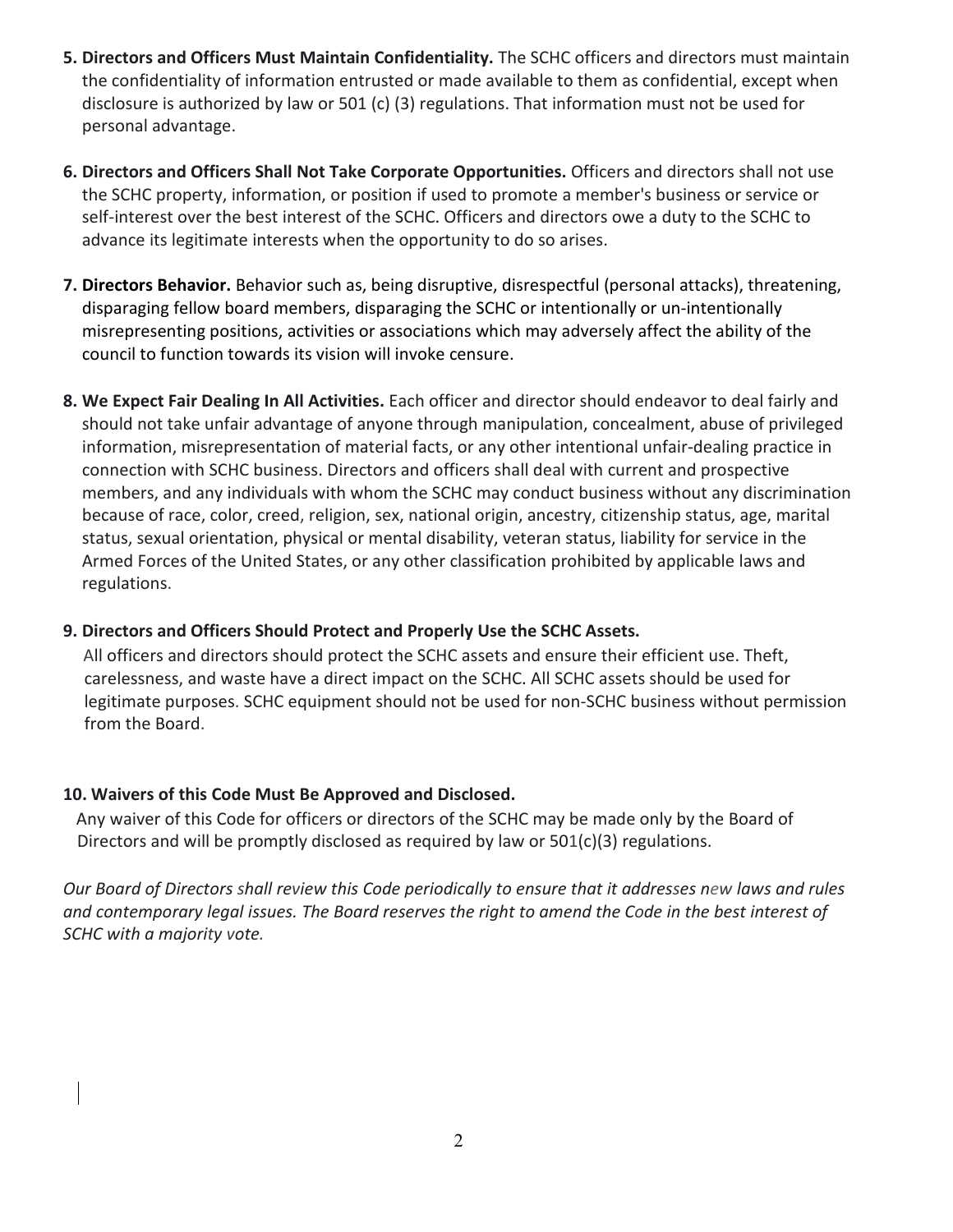5. **Directors and Officers Must Maintain Confidentiality.** The SCHC officers and directors must maintain the confidentiality of information entrusted or made available to them as confidential, except when disclosure is authorized by law or 501 (c) (3) regulations. That information must not be used for personal advantage.

6. **Directors and Officers Shall Not Take Corporate Opportunities.** Officers and directors shall not use the SCHC property, information, or position if used to promote a member's business or service or self-interest over the best interest of the SCHC. Officers and directors owe a duty to the SCHC to advance its legitimate interests when the opportunity to do so arises.

7. **Directors Behavior.** Behavior such as, being disruptive, disrespectful (personal attacks), threatening, disparaging fellow board members, disparaging the SCHC or intentionally or un-intentionally misrepresenting positions, activities or associations which may adversely affect the ability of the council to function towards its vision will invoke censure.

8. **We Expect Fair Dealing In All Activities.** Each officer and director should endeavor to deal fairly and should not take unfair advantage of anyone through manipulation, concealment, abuse of privileged information, misrepresentation of material facts, or any other intentional unfair-dealing practice in connection with SCHC business. Directors and officers shall deal with current and prospective members, and any individuals with whom the SCHC may conduct business without any discrimination because of race, color, creed, religion, sex, national origin, ancestry, citizenship status, age, marital status, sexual orientation, physical or mental disability, veteran status, liability for service in the Armed Forces of the United States, or any other classification prohibited by applicable laws and regulations.

9. **Directors and Officers Should Protect and Properly Use the SCHC Assets.**
   All officers and directors should protect the SCHC assets and ensure their efficient use. Theft, carelessness, and waste have a direct impact on the SCHC. All SCHC assets should be used for legitimate purposes. SCHC equipment should not be used for non-SCHC business without permission from the Board.

10. **Waivers of this Code Must Be Approved and Disclosed.**
    Any waiver of this Code for officers or directors of the SCHC may be made only by the Board of Directors and will be promptly disclosed as required by law or 501(c)(3) regulations.

*Our Board of Directors shall review this Code periodically to ensure that it addresses new laws and rules and contemporary legal issues. The Board reserves the right to amend the Code in the best interest of SCHC with a majority vote.*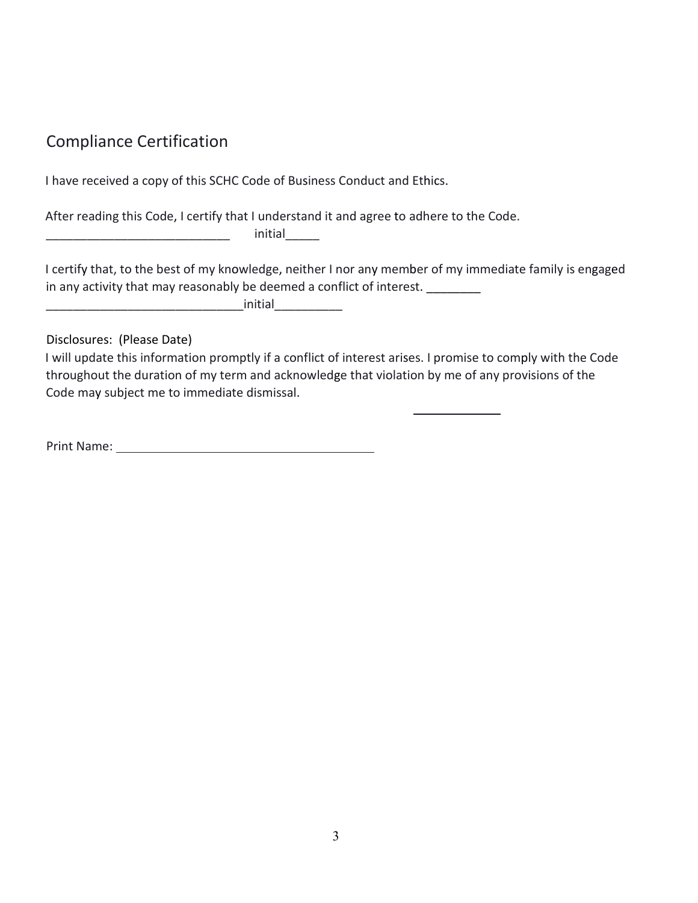## Compliance Certification

I have received a copy of this SCHC Code of Business Conduct and Ethics.

After reading this Code, I certify that I understand it and agree to adhere to the Code.
___________________________ initial_____

I certify that, to the best of my knowledge, neither I nor any member of my immediate family is engaged in any activity that may reasonably be deemed a conflict of interest. ________
_____________________________initial__________

Disclosures: (Please Date)
I will update this information promptly if a conflict of interest arises. I promise to comply with the Code throughout the duration of my term and acknowledge that violation by me of any provisions of the Code may subject me to immediate dismissal.

_____________

Print Name: ________________________________________